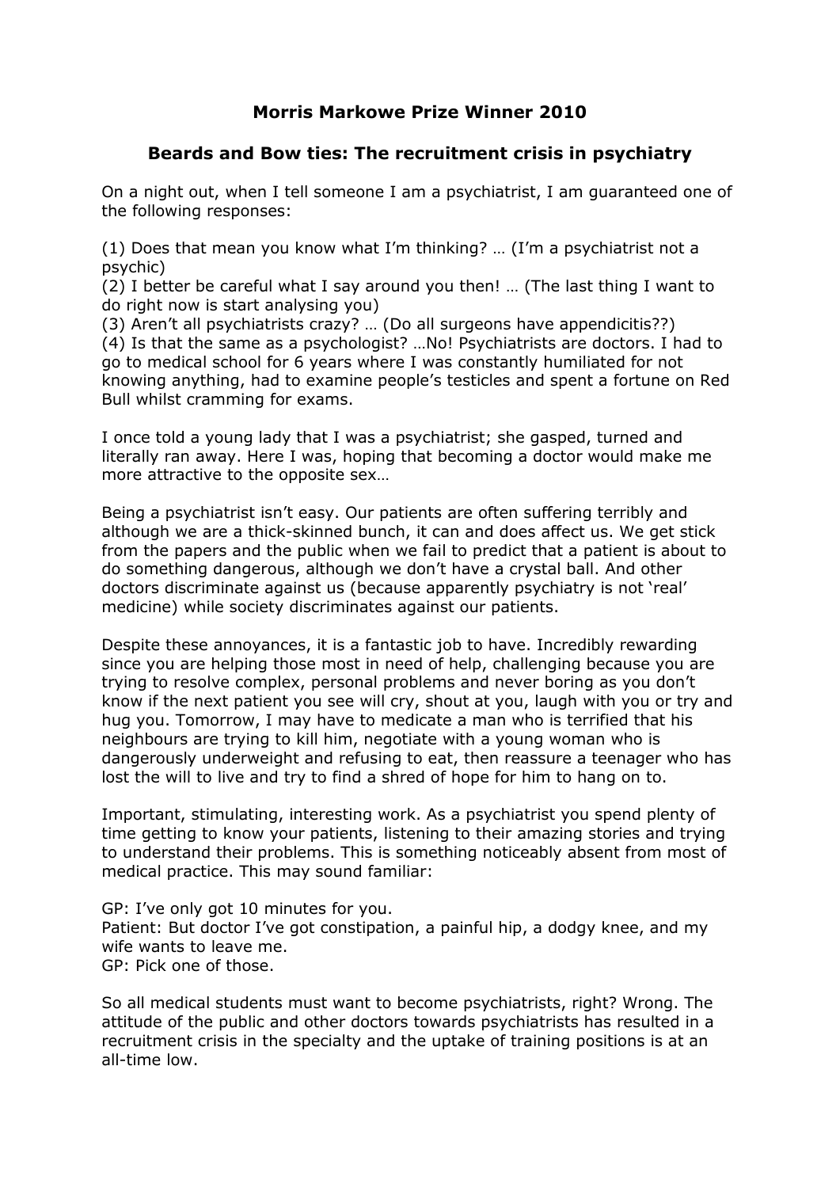# Morris Markowe Prize Winner 2010

## Beards and Bow ties: The recruitment crisis in psychiatry

On a night out, when I tell someone I am a psychiatrist, I am guaranteed one of the following responses:

(1) Does that mean you know what I'm thinking? … (I'm a psychiatrist not a psychic)
(2) I better be careful what I say around you then! … (The last thing I want to do right now is start analysing you)
(3) Aren't all psychiatrists crazy? … (Do all surgeons have appendicitis??)
(4) Is that the same as a psychologist? …No! Psychiatrists are doctors. I had to go to medical school for 6 years where I was constantly humiliated for not knowing anything, had to examine people's testicles and spent a fortune on Red Bull whilst cramming for exams.

I once told a young lady that I was a psychiatrist; she gasped, turned and literally ran away. Here I was, hoping that becoming a doctor would make me more attractive to the opposite sex…

Being a psychiatrist isn't easy. Our patients are often suffering terribly and although we are a thick-skinned bunch, it can and does affect us. We get stick from the papers and the public when we fail to predict that a patient is about to do something dangerous, although we don't have a crystal ball. And other doctors discriminate against us (because apparently psychiatry is not 'real' medicine) while society discriminates against our patients.

Despite these annoyances, it is a fantastic job to have. Incredibly rewarding since you are helping those most in need of help, challenging because you are trying to resolve complex, personal problems and never boring as you don't know if the next patient you see will cry, shout at you, laugh with you or try and hug you. Tomorrow, I may have to medicate a man who is terrified that his neighbours are trying to kill him, negotiate with a young woman who is dangerously underweight and refusing to eat, then reassure a teenager who has lost the will to live and try to find a shred of hope for him to hang on to.

Important, stimulating, interesting work. As a psychiatrist you spend plenty of time getting to know your patients, listening to their amazing stories and trying to understand their problems. This is something noticeably absent from most of medical practice. This may sound familiar:

GP: I've only got 10 minutes for you.
Patient: But doctor I've got constipation, a painful hip, a dodgy knee, and my wife wants to leave me.
GP: Pick one of those.

So all medical students must want to become psychiatrists, right? Wrong. The attitude of the public and other doctors towards psychiatrists has resulted in a recruitment crisis in the specialty and the uptake of training positions is at an all-time low.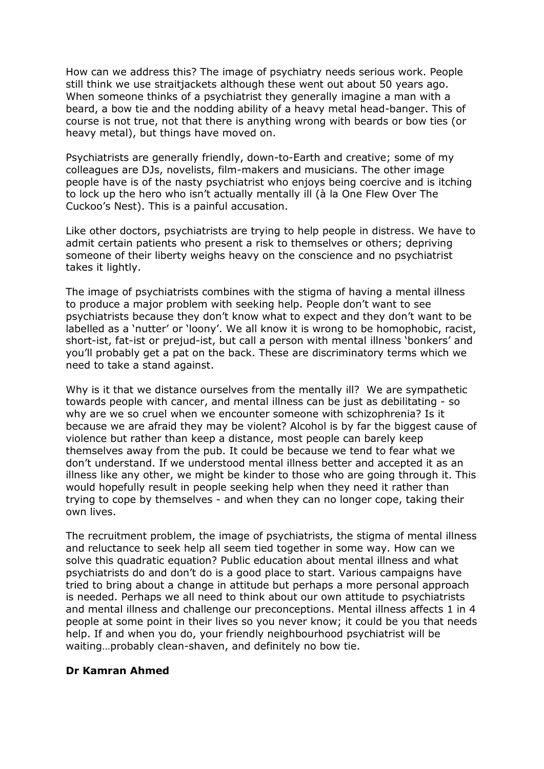How can we address this? The image of psychiatry needs serious work. People still think we use straitjackets although these went out about 50 years ago. When someone thinks of a psychiatrist they generally imagine a man with a beard, a bow tie and the nodding ability of a heavy metal head-banger. This of course is not true, not that there is anything wrong with beards or bow ties (or heavy metal), but things have moved on.

Psychiatrists are generally friendly, down-to-Earth and creative; some of my colleagues are DJs, novelists, film-makers and musicians. The other image people have is of the nasty psychiatrist who enjoys being coercive and is itching to lock up the hero who isn't actually mentally ill (à la One Flew Over The Cuckoo's Nest). This is a painful accusation.

Like other doctors, psychiatrists are trying to help people in distress. We have to admit certain patients who present a risk to themselves or others; depriving someone of their liberty weighs heavy on the conscience and no psychiatrist takes it lightly.

The image of psychiatrists combines with the stigma of having a mental illness to produce a major problem with seeking help. People don't want to see psychiatrists because they don't know what to expect and they don't want to be labelled as a 'nutter' or 'loony'. We all know it is wrong to be homophobic, racist, short-ist, fat-ist or prejud-ist, but call a person with mental illness 'bonkers' and you'll probably get a pat on the back. These are discriminatory terms which we need to take a stand against.

Why is it that we distance ourselves from the mentally ill? We are sympathetic towards people with cancer, and mental illness can be just as debilitating - so why are we so cruel when we encounter someone with schizophrenia? Is it because we are afraid they may be violent? Alcohol is by far the biggest cause of violence but rather than keep a distance, most people can barely keep themselves away from the pub. It could be because we tend to fear what we don't understand. If we understood mental illness better and accepted it as an illness like any other, we might be kinder to those who are going through it. This would hopefully result in people seeking help when they need it rather than trying to cope by themselves - and when they can no longer cope, taking their own lives.

The recruitment problem, the image of psychiatrists, the stigma of mental illness and reluctance to seek help all seem tied together in some way. How can we solve this quadratic equation? Public education about mental illness and what psychiatrists do and don't do is a good place to start. Various campaigns have tried to bring about a change in attitude but perhaps a more personal approach is needed. Perhaps we all need to think about our own attitude to psychiatrists and mental illness and challenge our preconceptions. Mental illness affects 1 in 4 people at some point in their lives so you never know; it could be you that needs help. If and when you do, your friendly neighbourhood psychiatrist will be waiting…probably clean-shaven, and definitely no bow tie.

**Dr Kamran Ahmed**